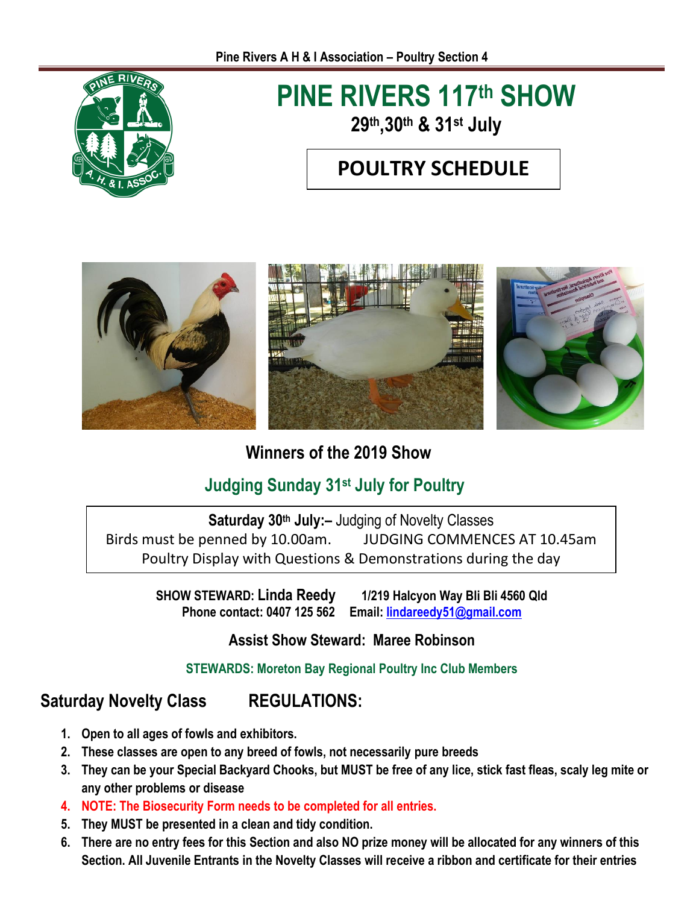# PINE RIVERS 117th SHOW

**29th, 30th & 31st July**

## POULTRY SCHEDULE

**Winners of the 2019 Show**

## Judging Sunday 31st July for Poultry

**Saturday 30th July:–** Judging of Novelty Classes
Birds must be penned by 10.00am. JUDGING COMMENCES AT 10.45am
Poultry Display with Questions & Demonstrations during the day

**SHOW STEWARD: Linda Reedy** **1/219 Halcyon Way Bli Bli 4560 Qld**
**Phone contact: 0407 125 562** **Email: lindareedy51@gmail.com**

**Assist Show Steward: Maree Robinson**

**STEWARDS: Moreton Bay Regional Poultry Inc Club Members**

## Saturday Novelty Class REGULATIONS:

1. **Open to all ages of fowls and exhibitors.**
2. **These classes are open to any breed of fowls, not necessarily pure breeds**
3. **They can be your Special Backyard Chooks, but MUST be free of any lice, stick fast fleas, scaly leg mite or any other problems or disease**
4. **NOTE: The Biosecurity Form needs to be completed for all entries.**
5. **They MUST be presented in a clean and tidy condition.**
6. **There are no entry fees for this Section and also NO prize money will be allocated for any winners of this Section. All Juvenile Entrants in the Novelty Classes will receive a ribbon and certificate for their entries**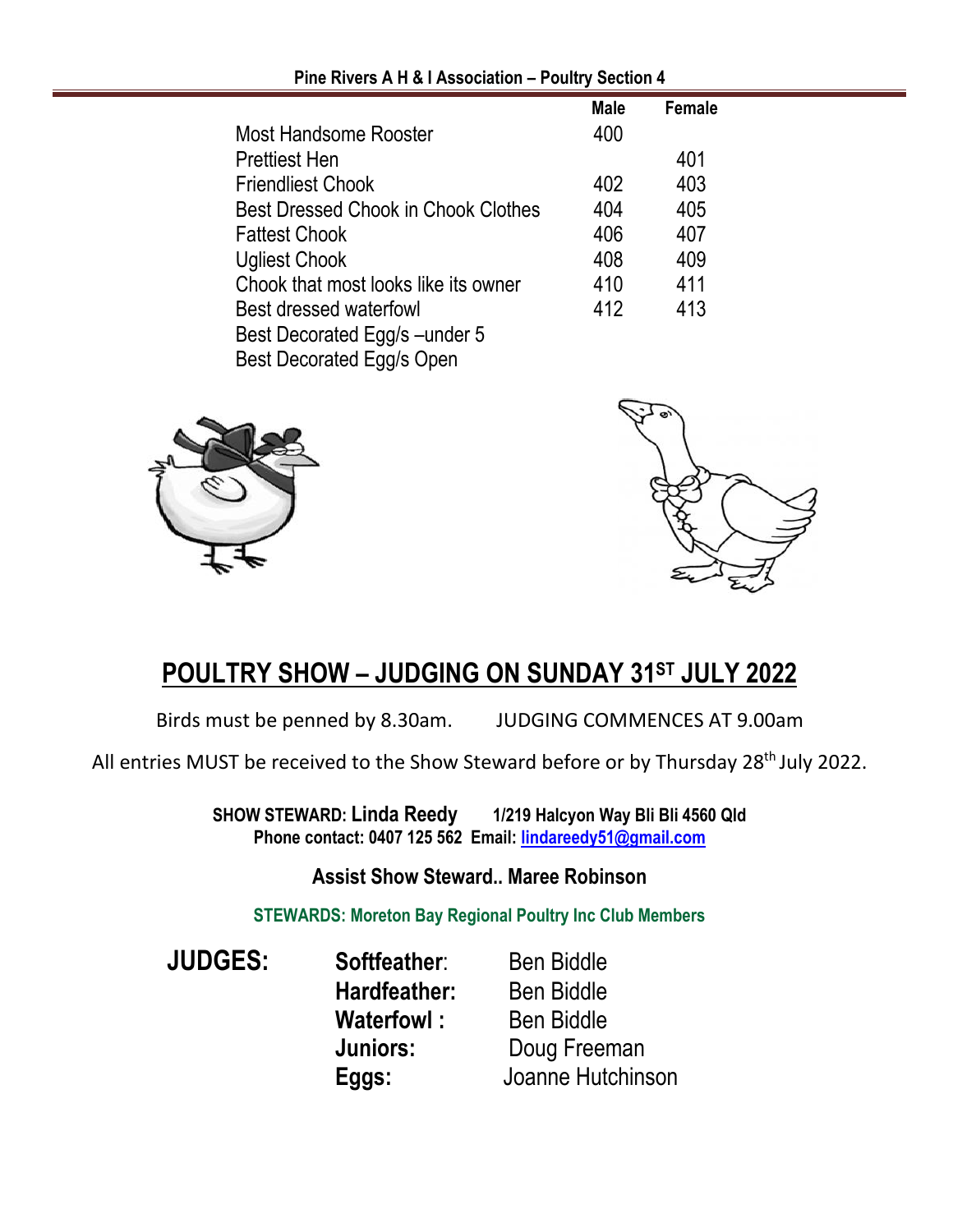| | Male | Female |
|---|---|---|
| Most Handsome Rooster | 400 | |
| Prettiest Hen | | 401 |
| Friendliest Chook | 402 | 403 |
| Best Dressed Chook in Chook Clothes | 404 | 405 |
| Fattest Chook | 406 | 407 |
| Ugliest Chook | 408 | 409 |
| Chook that most looks like its owner | 410 | 411 |
| Best dressed waterfowl | 412 | 413 |
| Best Decorated Egg/s –under 5 | | |
| Best Decorated Egg/s Open | | |

# POULTRY SHOW – JUDGING ON SUNDAY 31ST JULY 2022

Birds must be penned by 8.30am. JUDGING COMMENCES AT 9.00am

All entries MUST be received to the Show Steward before or by Thursday 28th July 2022.

**SHOW STEWARD: Linda Reedy** **1/219 Halcyon Way Bli Bli 4560 Qld**
**Phone contact: 0407 125 562 Email: lindareedy51@gmail.com**

**Assist Show Steward.. Maree Robinson**

**STEWARDS: Moreton Bay Regional Poultry Inc Club Members**

**JUDGES:**

| | |
|---|---|
| **Softfeather**: | Ben Biddle |
| **Hardfeather:** | Ben Biddle |
| **Waterfowl :** | Ben Biddle |
| **Juniors:** | Doug Freeman |
| **Eggs:** | Joanne Hutchinson |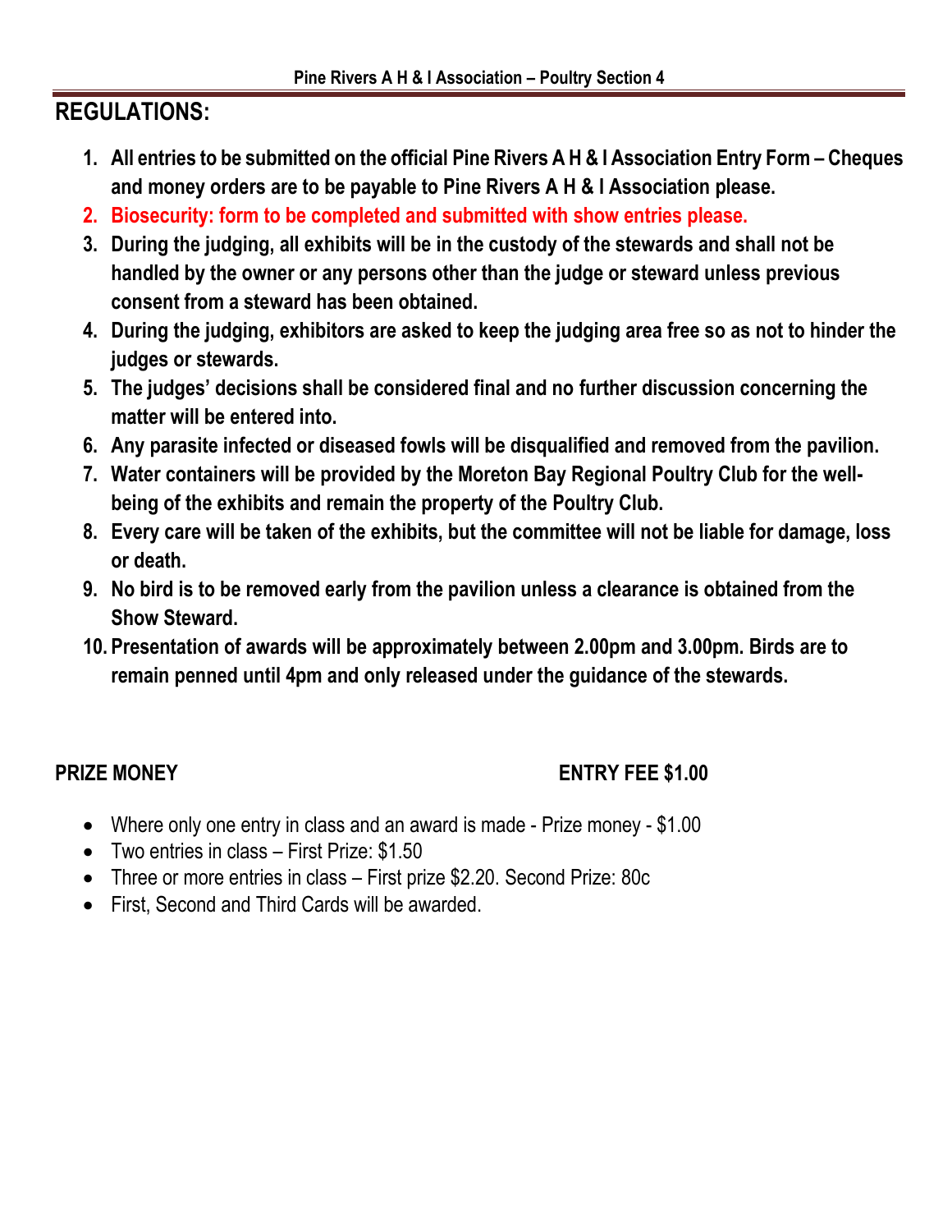## REGULATIONS:

1. **All entries to be submitted on the official Pine Rivers A H & I Association Entry Form – Cheques and money orders are to be payable to Pine Rivers A H & I Association please.**
2. **Biosecurity: form to be completed and submitted with show entries please.**
3. **During the judging, all exhibits will be in the custody of the stewards and shall not be handled by the owner or any persons other than the judge or steward unless previous consent from a steward has been obtained.**
4. **During the judging, exhibitors are asked to keep the judging area free so as not to hinder the judges or stewards.**
5. **The judges' decisions shall be considered final and no further discussion concerning the matter will be entered into.**
6. **Any parasite infected or diseased fowls will be disqualified and removed from the pavilion.**
7. **Water containers will be provided by the Moreton Bay Regional Poultry Club for the well-being of the exhibits and remain the property of the Poultry Club.**
8. **Every care will be taken of the exhibits, but the committee will not be liable for damage, loss or death.**
9. **No bird is to be removed early from the pavilion unless a clearance is obtained from the Show Steward.**
10. **Presentation of awards will be approximately between 2.00pm and 3.00pm. Birds are to remain penned until 4pm and only released under the guidance of the stewards.**

**PRIZE MONEY** **ENTRY FEE $1.00**

- Where only one entry in class and an award is made - Prize money - $1.00
- Two entries in class – First Prize: $1.50
- Three or more entries in class – First prize $2.20. Second Prize: 80c
- First, Second and Third Cards will be awarded.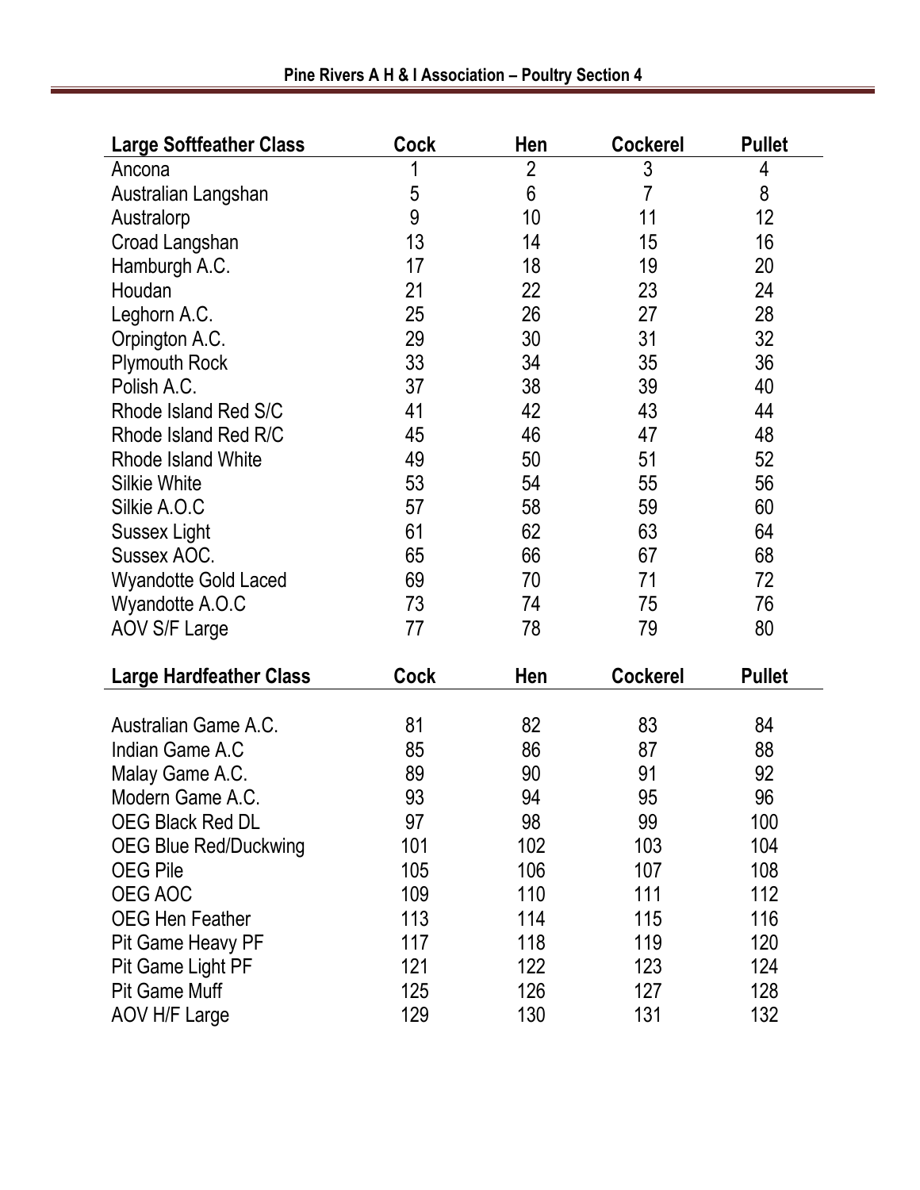| Large Softfeather Class | Cock | Hen | Cockerel | Pullet |
|---|---|---|---|---|
| Ancona | 1 | 2 | 3 | 4 |
| Australian Langshan | 5 | 6 | 7 | 8 |
| Australorp | 9 | 10 | 11 | 12 |
| Croad Langshan | 13 | 14 | 15 | 16 |
| Hamburgh A.C. | 17 | 18 | 19 | 20 |
| Houdan | 21 | 22 | 23 | 24 |
| Leghorn A.C. | 25 | 26 | 27 | 28 |
| Orpington A.C. | 29 | 30 | 31 | 32 |
| Plymouth Rock | 33 | 34 | 35 | 36 |
| Polish A.C. | 37 | 38 | 39 | 40 |
| Rhode Island Red S/C | 41 | 42 | 43 | 44 |
| Rhode Island Red R/C | 45 | 46 | 47 | 48 |
| Rhode Island White | 49 | 50 | 51 | 52 |
| Silkie White | 53 | 54 | 55 | 56 |
| Silkie A.O.C | 57 | 58 | 59 | 60 |
| Sussex Light | 61 | 62 | 63 | 64 |
| Sussex AOC. | 65 | 66 | 67 | 68 |
| Wyandotte Gold Laced | 69 | 70 | 71 | 72 |
| Wyandotte A.O.C | 73 | 74 | 75 | 76 |
| AOV S/F Large | 77 | 78 | 79 | 80 |

| Large Hardfeather Class | Cock | Hen | Cockerel | Pullet |
|---|---|---|---|---|
| Australian Game A.C. | 81 | 82 | 83 | 84 |
| Indian Game A.C | 85 | 86 | 87 | 88 |
| Malay Game A.C. | 89 | 90 | 91 | 92 |
| Modern Game A.C. | 93 | 94 | 95 | 96 |
| OEG Black Red DL | 97 | 98 | 99 | 100 |
| OEG Blue Red/Duckwing | 101 | 102 | 103 | 104 |
| OEG Pile | 105 | 106 | 107 | 108 |
| OEG AOC | 109 | 110 | 111 | 112 |
| OEG Hen Feather | 113 | 114 | 115 | 116 |
| Pit Game Heavy PF | 117 | 118 | 119 | 120 |
| Pit Game Light PF | 121 | 122 | 123 | 124 |
| Pit Game Muff | 125 | 126 | 127 | 128 |
| AOV H/F Large | 129 | 130 | 131 | 132 |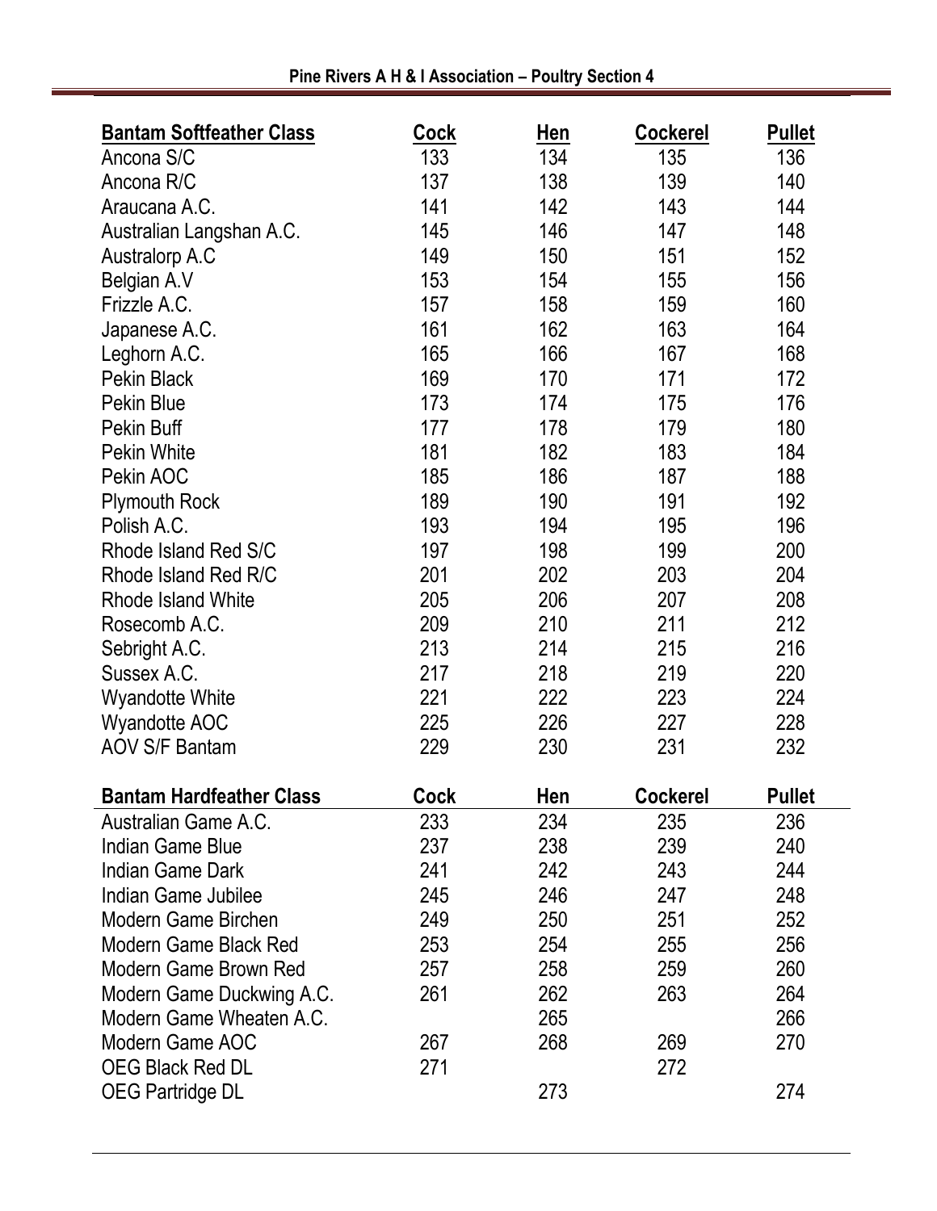| Bantam Softfeather Class | Cock | Hen | Cockerel | Pullet |
|---|---|---|---|---|
| Ancona S/C | 133 | 134 | 135 | 136 |
| Ancona R/C | 137 | 138 | 139 | 140 |
| Araucana A.C. | 141 | 142 | 143 | 144 |
| Australian Langshan A.C. | 145 | 146 | 147 | 148 |
| Australorp A.C | 149 | 150 | 151 | 152 |
| Belgian A.V | 153 | 154 | 155 | 156 |
| Frizzle A.C. | 157 | 158 | 159 | 160 |
| Japanese A.C. | 161 | 162 | 163 | 164 |
| Leghorn A.C. | 165 | 166 | 167 | 168 |
| Pekin Black | 169 | 170 | 171 | 172 |
| Pekin Blue | 173 | 174 | 175 | 176 |
| Pekin Buff | 177 | 178 | 179 | 180 |
| Pekin White | 181 | 182 | 183 | 184 |
| Pekin AOC | 185 | 186 | 187 | 188 |
| Plymouth Rock | 189 | 190 | 191 | 192 |
| Polish A.C. | 193 | 194 | 195 | 196 |
| Rhode Island Red S/C | 197 | 198 | 199 | 200 |
| Rhode Island Red R/C | 201 | 202 | 203 | 204 |
| Rhode Island White | 205 | 206 | 207 | 208 |
| Rosecomb A.C. | 209 | 210 | 211 | 212 |
| Sebright A.C. | 213 | 214 | 215 | 216 |
| Sussex A.C. | 217 | 218 | 219 | 220 |
| Wyandotte White | 221 | 222 | 223 | 224 |
| Wyandotte AOC | 225 | 226 | 227 | 228 |
| AOV S/F Bantam | 229 | 230 | 231 | 232 |

| Bantam Hardfeather Class | Cock | Hen | Cockerel | Pullet |
|---|---|---|---|---|
| Australian Game A.C. | 233 | 234 | 235 | 236 |
| Indian Game Blue | 237 | 238 | 239 | 240 |
| Indian Game Dark | 241 | 242 | 243 | 244 |
| Indian Game Jubilee | 245 | 246 | 247 | 248 |
| Modern Game Birchen | 249 | 250 | 251 | 252 |
| Modern Game Black Red | 253 | 254 | 255 | 256 |
| Modern Game Brown Red | 257 | 258 | 259 | 260 |
| Modern Game Duckwing A.C. | 261 | 262 | 263 | 264 |
| Modern Game Wheaten A.C. | | 265 | | 266 |
| Modern Game AOC | 267 | 268 | 269 | 270 |
| OEG Black Red DL | 271 | | 272 | |
| OEG Partridge DL | | 273 | | 274 |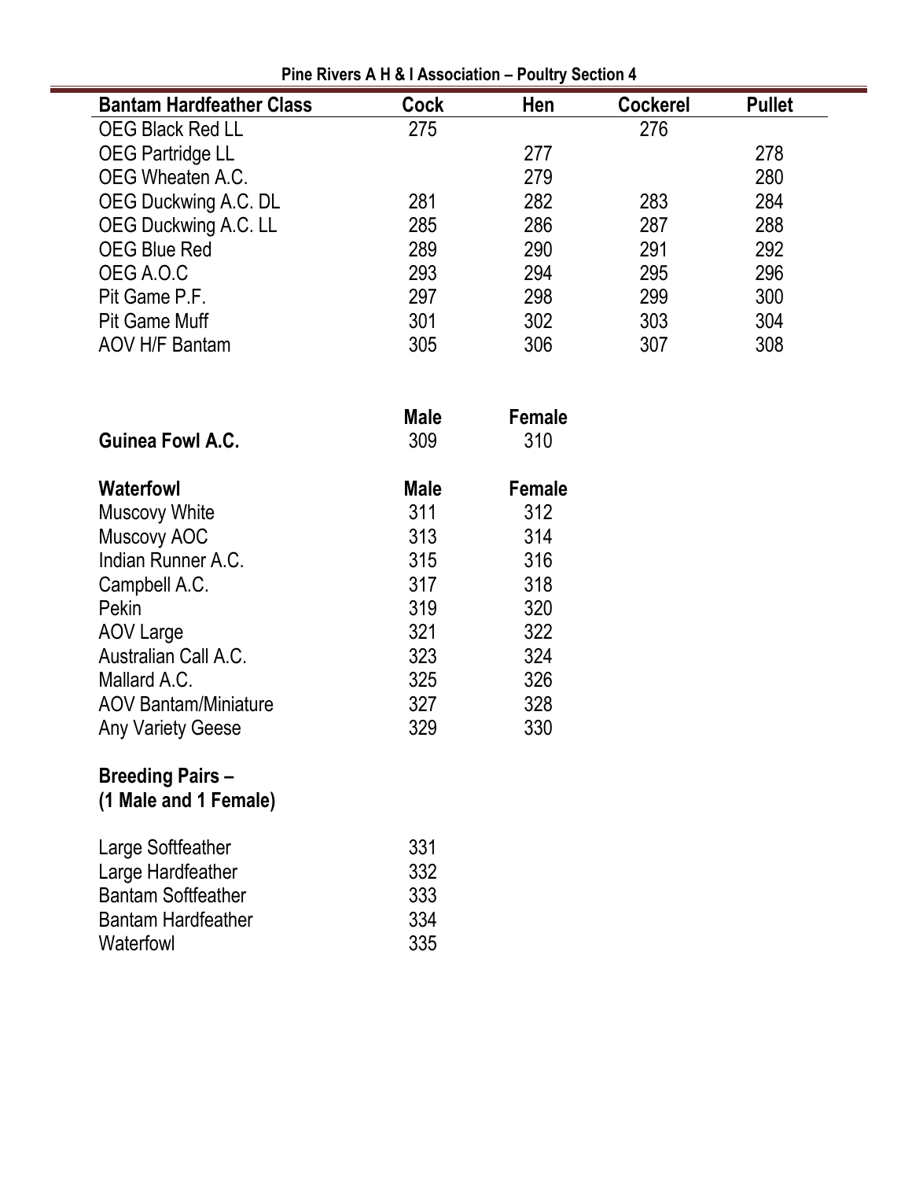**Pine Rivers A H & I Association – Poultry Section 4**

| Bantam Hardfeather Class | Cock | Hen | Cockerel | Pullet |
|---|---|---|---|---|
| OEG Black Red LL | 275 | | 276 | |
| OEG Partridge LL | | 277 | | 278 |
| OEG Wheaten A.C. | | 279 | | 280 |
| OEG Duckwing A.C. DL | 281 | 282 | 283 | 284 |
| OEG Duckwing A.C. LL | 285 | 286 | 287 | 288 |
| OEG Blue Red | 289 | 290 | 291 | 292 |
| OEG A.O.C | 293 | 294 | 295 | 296 |
| Pit Game P.F. | 297 | 298 | 299 | 300 |
| Pit Game Muff | 301 | 302 | 303 | 304 |
| AOV H/F Bantam | 305 | 306 | 307 | 308 |

| | Male | Female |
|---|---|---|
| **Guinea Fowl A.C.** | 309 | 310 |

| **Waterfowl** | **Male** | **Female** |
|---|---|---|
| Muscovy White | 311 | 312 |
| Muscovy AOC | 313 | 314 |
| Indian Runner A.C. | 315 | 316 |
| Campbell A.C. | 317 | 318 |
| Pekin | 319 | 320 |
| AOV Large | 321 | 322 |
| Australian Call A.C. | 323 | 324 |
| Mallard A.C. | 325 | 326 |
| AOV Bantam/Miniature | 327 | 328 |
| Any Variety Geese | 329 | 330 |

**Breeding Pairs – (1 Male and 1 Female)**

| | |
|---|---|
| Large Softfeather | 331 |
| Large Hardfeather | 332 |
| Bantam Softfeather | 333 |
| Bantam Hardfeather | 334 |
| Waterfowl | 335 |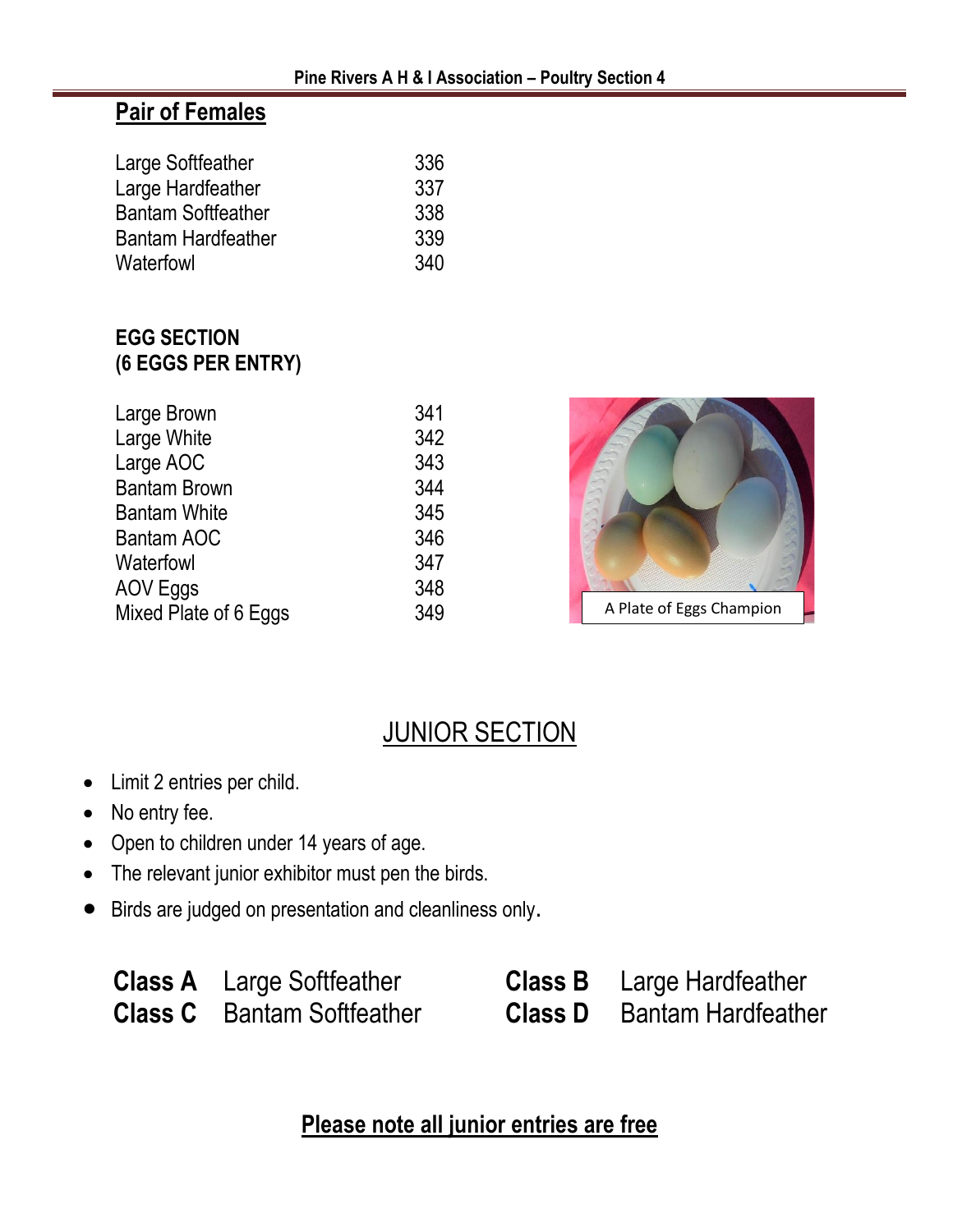## Pair of Females

| | |
|---|---|
| Large Softfeather | 336 |
| Large Hardfeather | 337 |
| Bantam Softfeather | 338 |
| Bantam Hardfeather | 339 |
| Waterfowl | 340 |

**EGG SECTION**
**(6 EGGS PER ENTRY)**

| | |
|---|---|
| Large Brown | 341 |
| Large White | 342 |
| Large AOC | 343 |
| Bantam Brown | 344 |
| Bantam White | 345 |
| Bantam AOC | 346 |
| Waterfowl | 347 |
| AOV Eggs | 348 |
| Mixed Plate of 6 Eggs | 349 |

A Plate of Eggs Champion

## JUNIOR SECTION

- Limit 2 entries per child.
- No entry fee.
- Open to children under 14 years of age.
- The relevant junior exhibitor must pen the birds.
- Birds are judged on presentation and cleanliness only.

**Class A** Large Softfeather
**Class B** Large Hardfeather
**Class C** Bantam Softfeather
**Class D** Bantam Hardfeather

**Please note all junior entries are free**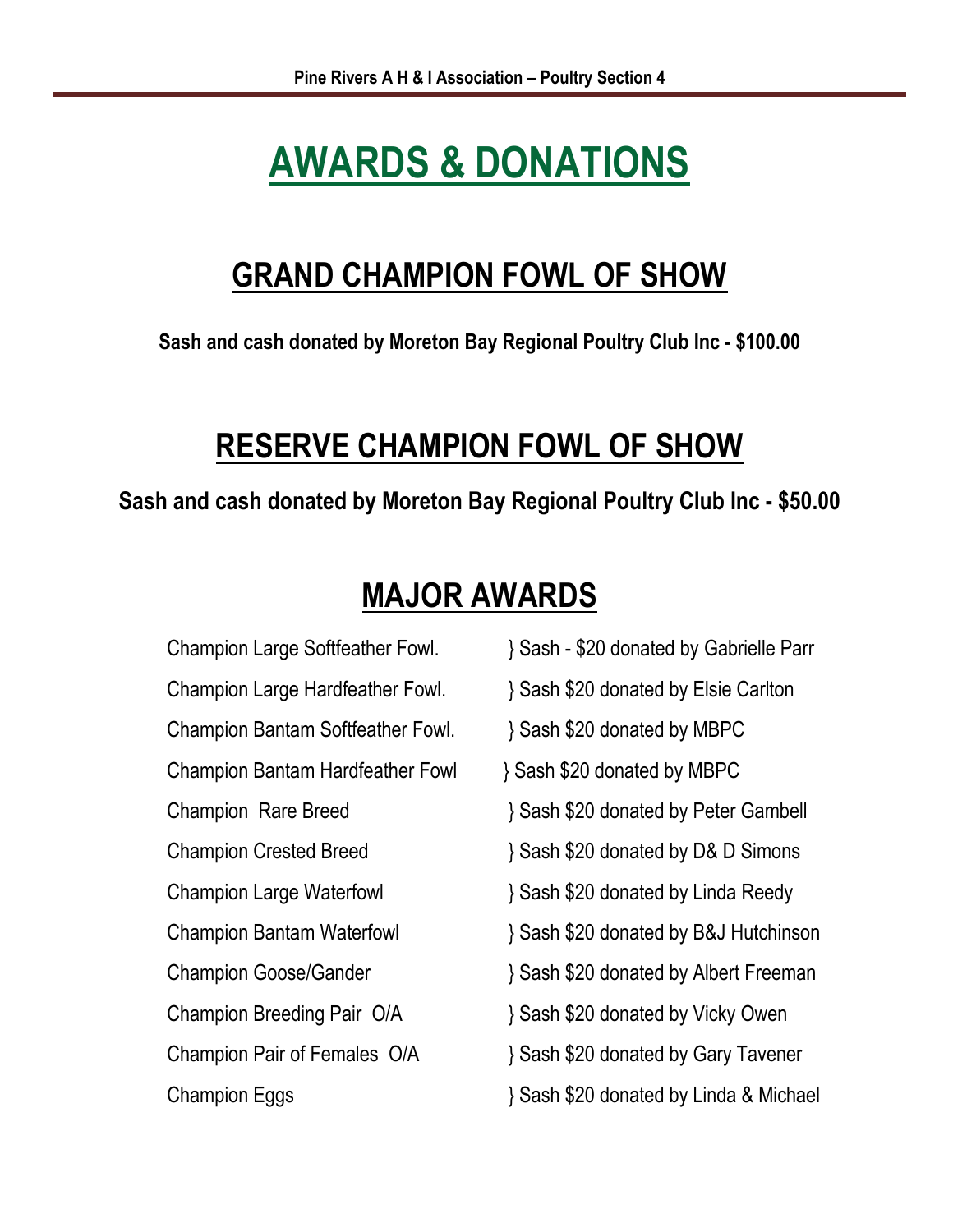# AWARDS & DONATIONS

## GRAND CHAMPION FOWL OF SHOW

**Sash and cash donated by Moreton Bay Regional Poultry Club Inc - $100.00**

## RESERVE CHAMPION FOWL OF SHOW

**Sash and cash donated by Moreton Bay Regional Poultry Club Inc - $50.00**

## MAJOR AWARDS

| | |
|---|---|
| Champion Large Softfeather Fowl. | } Sash - $20 donated by Gabrielle Parr |
| Champion Large Hardfeather Fowl. | } Sash $20 donated by Elsie Carlton |
| Champion Bantam Softfeather Fowl. | } Sash $20 donated by MBPC |
| Champion Bantam Hardfeather Fowl | } Sash $20 donated by MBPC |
| Champion Rare Breed | } Sash $20 donated by Peter Gambell |
| Champion Crested Breed | } Sash $20 donated by D& D Simons |
| Champion Large Waterfowl | } Sash $20 donated by Linda Reedy |
| Champion Bantam Waterfowl | } Sash $20 donated by B&J Hutchinson |
| Champion Goose/Gander | } Sash $20 donated by Albert Freeman |
| Champion Breeding Pair O/A | } Sash $20 donated by Vicky Owen |
| Champion Pair of Females O/A | } Sash $20 donated by Gary Tavener |
| Champion Eggs | } Sash $20 donated by Linda & Michael |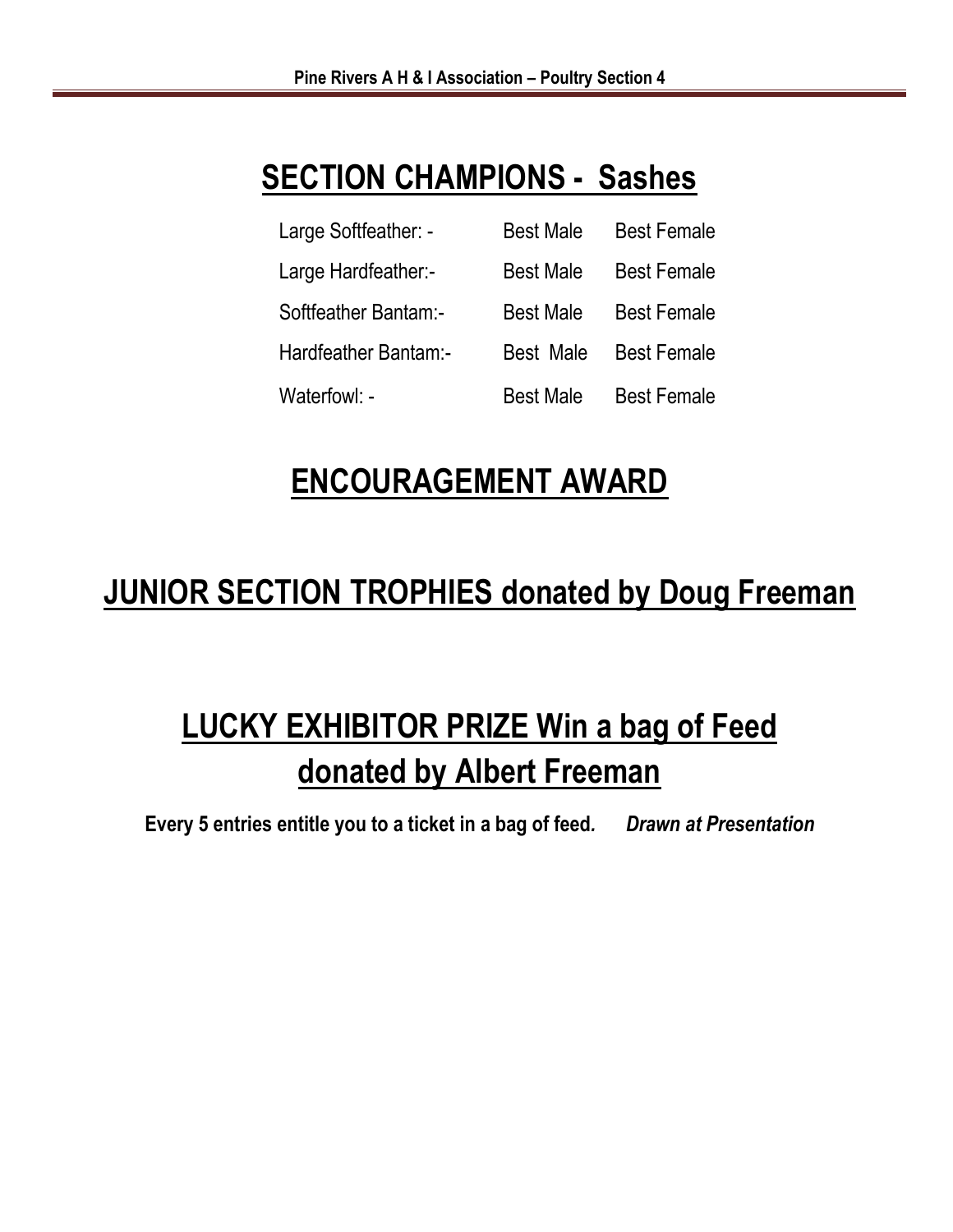## SECTION CHAMPIONS - Sashes

| | | |
|---|---|---|
| Large Softfeather: - | Best Male | Best Female |
| Large Hardfeather:- | Best Male | Best Female |
| Softfeather Bantam:- | Best Male | Best Female |
| Hardfeather Bantam:- | Best Male | Best Female |
| Waterfowl: - | Best Male | Best Female |

## ENCOURAGEMENT AWARD

## JUNIOR SECTION TROPHIES donated by Doug Freeman

## LUCKY EXHIBITOR PRIZE Win a bag of Feed donated by Albert Freeman

**Every 5 entries entitle you to a ticket in a bag of feed.** ***Drawn at Presentation***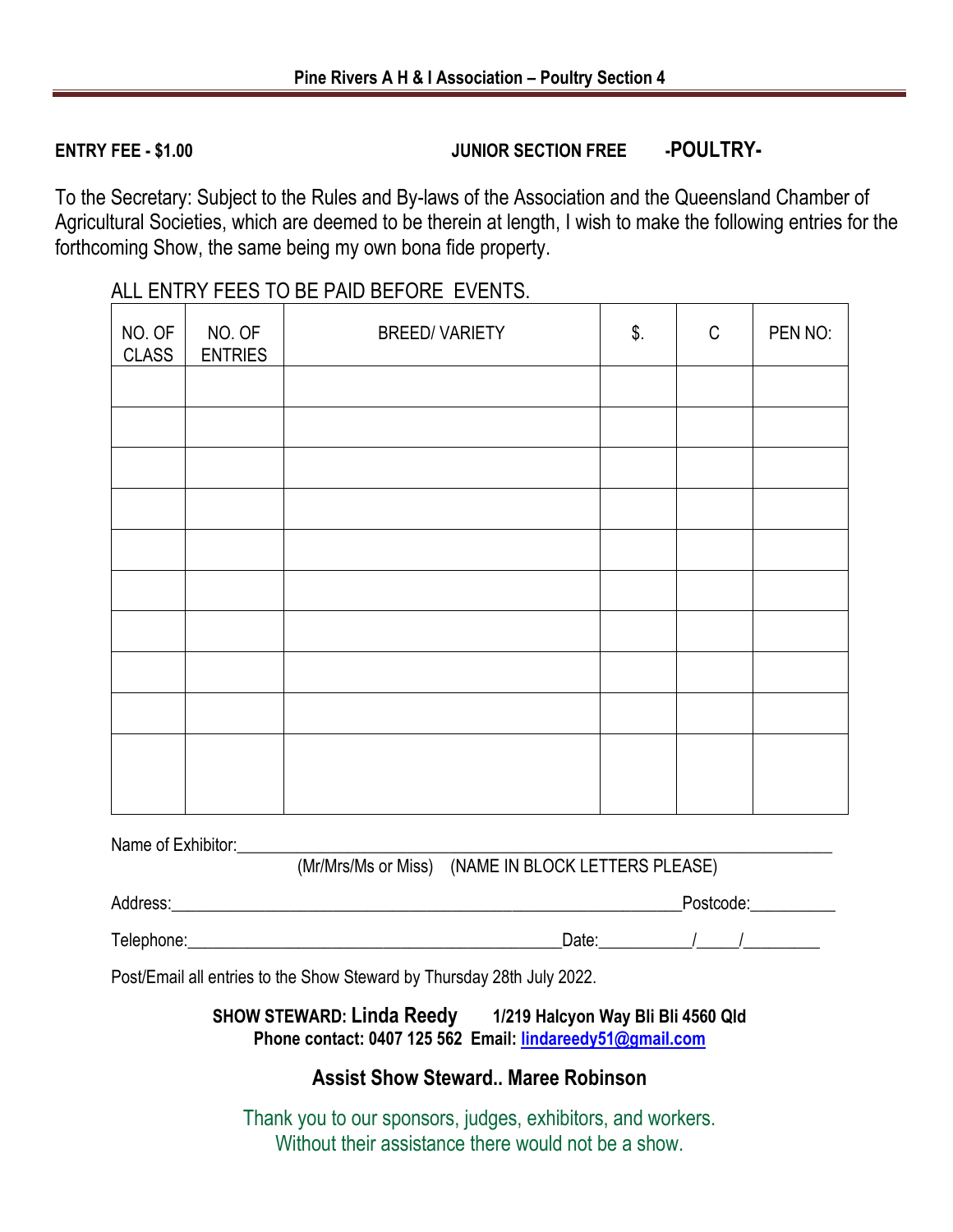**ENTRY FEE - $1.00** **JUNIOR SECTION FREE** **-POULTRY-**

To the Secretary: Subject to the Rules and By-laws of the Association and the Queensland Chamber of Agricultural Societies, which are deemed to be therein at length, I wish to make the following entries for the forthcoming Show, the same being my own bona fide property.

ALL ENTRY FEES TO BE PAID BEFORE EVENTS.

| NO. OF CLASS | NO. OF ENTRIES | BREED/ VARIETY | $. | C | PEN NO: |
|---|---|---|---|---|---|
| | | | | | |
| | | | | | |
| | | | | | |
| | | | | | |
| | | | | | |
| | | | | | |
| | | | | | |
| | | | | | |
| | | | | | |
| | | | | | |

Name of Exhibitor:_______________________________________________________________
(Mr/Mrs/Ms or Miss) (NAME IN BLOCK LETTERS PLEASE)

Address:_____________________________________________________Postcode:__________

Telephone:__________________________________________Date:__________/_____/_________

Post/Email all entries to the Show Steward by Thursday 28th July 2022.

**SHOW STEWARD: Linda Reedy** **1/219 Halcyon Way Bli Bli 4560 Qld**
**Phone contact: 0407 125 562 Email: lindareedy51@gmail.com**

**Assist Show Steward.. Maree Robinson**

Thank you to our sponsors, judges, exhibitors, and workers.
Without their assistance there would not be a show.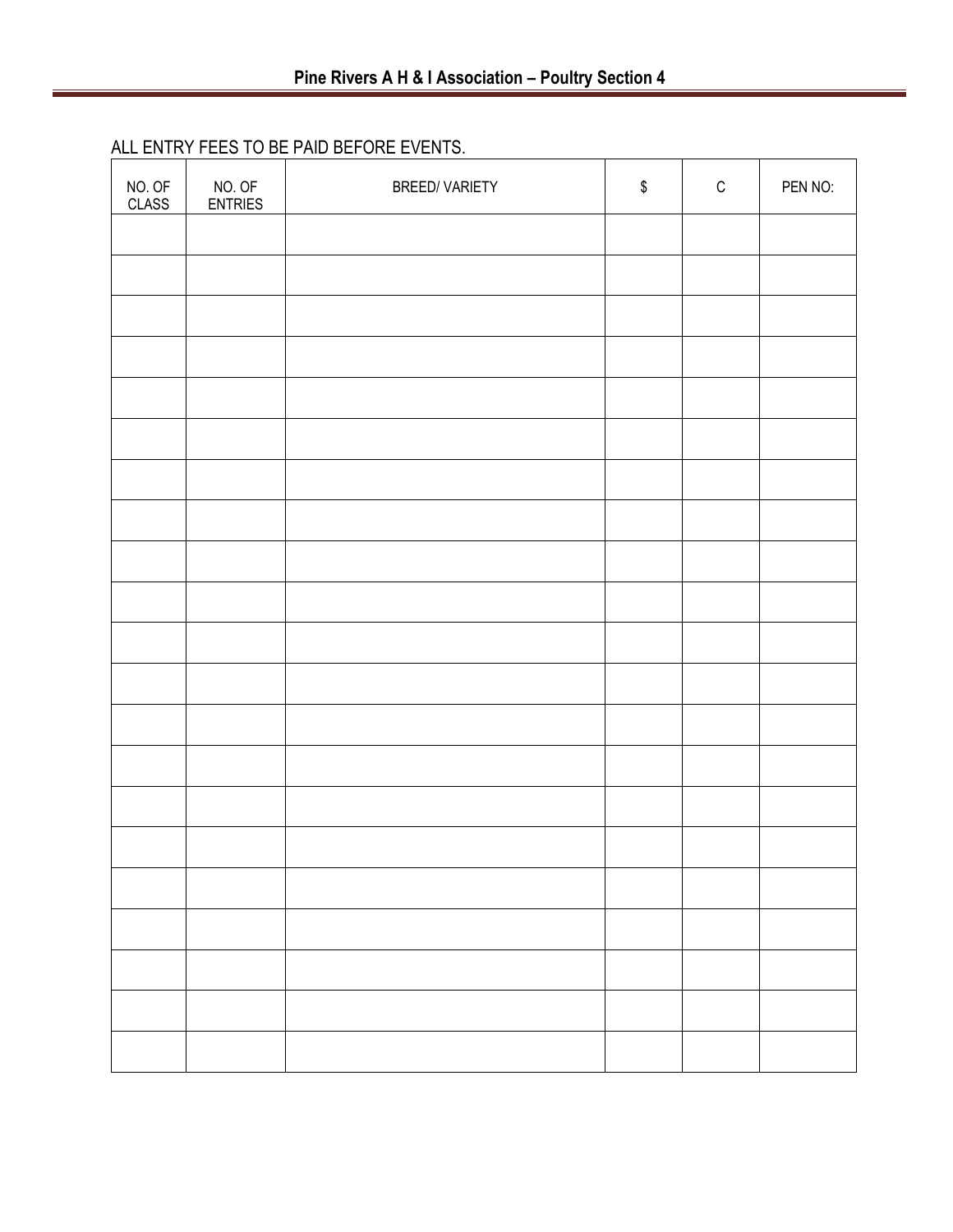ALL ENTRY FEES TO BE PAID BEFORE EVENTS.

| NO. OF CLASS | NO. OF ENTRIES | BREED/ VARIETY | $ | C | PEN NO: |
|---|---|---|---|---|---|
| | | | | | |
| | | | | | |
| | | | | | |
| | | | | | |
| | | | | | |
| | | | | | |
| | | | | | |
| | | | | | |
| | | | | | |
| | | | | | |
| | | | | | |
| | | | | | |
| | | | | | |
| | | | | | |
| | | | | | |
| | | | | | |
| | | | | | |
| | | | | | |
| | | | | | |
| | | | | | |
| | | | | | |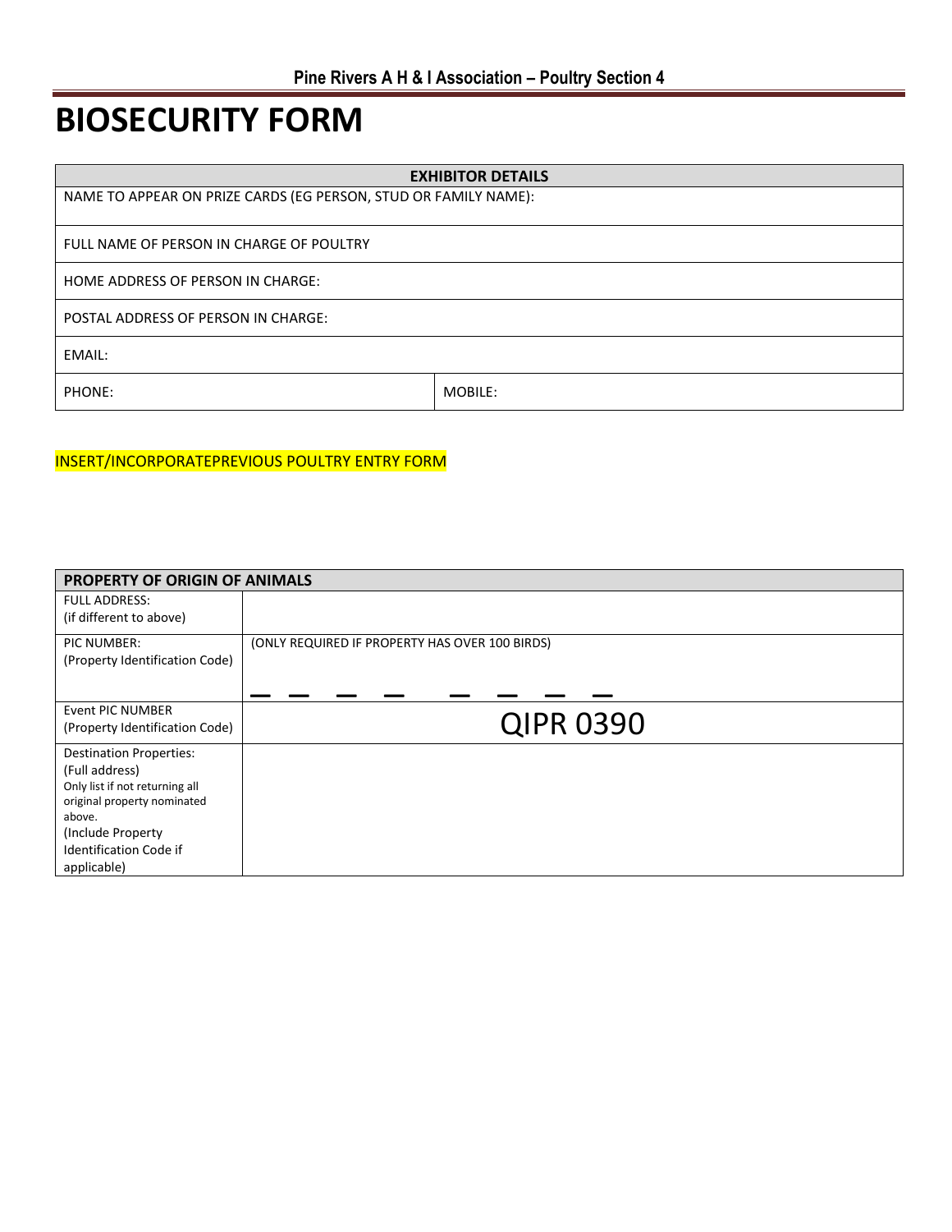Pine Rivers A H & I Association – Poultry Section 4

# BIOSECURITY FORM

| EXHIBITOR DETAILS | |
|---|---|
| NAME TO APPEAR ON PRIZE CARDS (EG PERSON, STUD OR FAMILY NAME): | |
| FULL NAME OF PERSON IN CHARGE OF POULTRY | |
| HOME ADDRESS OF PERSON IN CHARGE: | |
| POSTAL ADDRESS OF PERSON IN CHARGE: | |
| EMAIL: | |
| PHONE: | MOBILE: |

INSERT/INCORPORATEPREVIOUS POULTRY ENTRY FORM

| PROPERTY OF ORIGIN OF ANIMALS | |
|---|---|
| FULL ADDRESS: (if different to above) | |
| PIC NUMBER: (Property Identification Code) | (ONLY REQUIRED IF PROPERTY HAS OVER 100 BIRDS) _ _ _ _ _ _ _ _ |
| Event PIC NUMBER (Property Identification Code) | QIPR 0390 |
| Destination Properties: (Full address) Only list if not returning all original property nominated above. (Include Property Identification Code if applicable) | |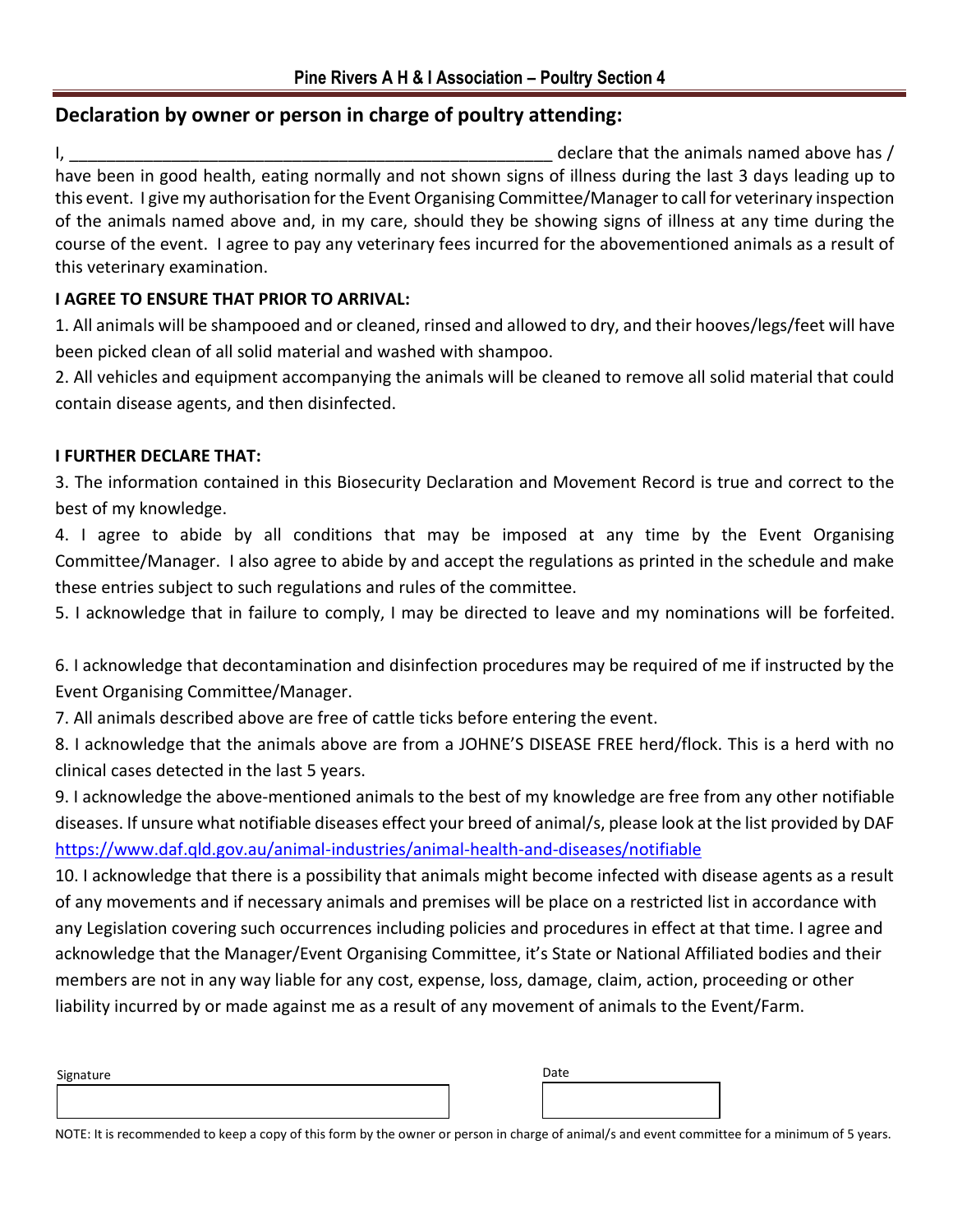**Pine Rivers A H & I Association – Poultry Section 4**

## Declaration by owner or person in charge of poultry attending:

I, ____________________________________________________ declare that the animals named above has / have been in good health, eating normally and not shown signs of illness during the last 3 days leading up to this event. I give my authorisation for the Event Organising Committee/Manager to call for veterinary inspection of the animals named above and, in my care, should they be showing signs of illness at any time during the course of the event. I agree to pay any veterinary fees incurred for the abovementioned animals as a result of this veterinary examination.

**I AGREE TO ENSURE THAT PRIOR TO ARRIVAL:**

1. All animals will be shampooed and or cleaned, rinsed and allowed to dry, and their hooves/legs/feet will have been picked clean of all solid material and washed with shampoo.
2. All vehicles and equipment accompanying the animals will be cleaned to remove all solid material that could contain disease agents, and then disinfected.

**I FURTHER DECLARE THAT:**

3. The information contained in this Biosecurity Declaration and Movement Record is true and correct to the best of my knowledge.
4. I agree to abide by all conditions that may be imposed at any time by the Event Organising Committee/Manager. I also agree to abide by and accept the regulations as printed in the schedule and make these entries subject to such regulations and rules of the committee.
5. I acknowledge that in failure to comply, I may be directed to leave and my nominations will be forfeited.

6. I acknowledge that decontamination and disinfection procedures may be required of me if instructed by the Event Organising Committee/Manager.
7. All animals described above are free of cattle ticks before entering the event.
8. I acknowledge that the animals above are from a JOHNE'S DISEASE FREE herd/flock. This is a herd with no clinical cases detected in the last 5 years.
9. I acknowledge the above-mentioned animals to the best of my knowledge are free from any other notifiable diseases. If unsure what notifiable diseases effect your breed of animal/s, please look at the list provided by DAF https://www.daf.qld.gov.au/animal-industries/animal-health-and-diseases/notifiable
10. I acknowledge that there is a possibility that animals might become infected with disease agents as a result of any movements and if necessary animals and premises will be place on a restricted list in accordance with any Legislation covering such occurrences including policies and procedures in effect at that time. I agree and acknowledge that the Manager/Event Organising Committee, it's State or National Affiliated bodies and their members are not in any way liable for any cost, expense, loss, damage, claim, action, proceeding or other liability incurred by or made against me as a result of any movement of animals to the Event/Farm.

Signature ______________________________ Date ______________

NOTE: It is recommended to keep a copy of this form by the owner or person in charge of animal/s and event committee for a minimum of 5 years.